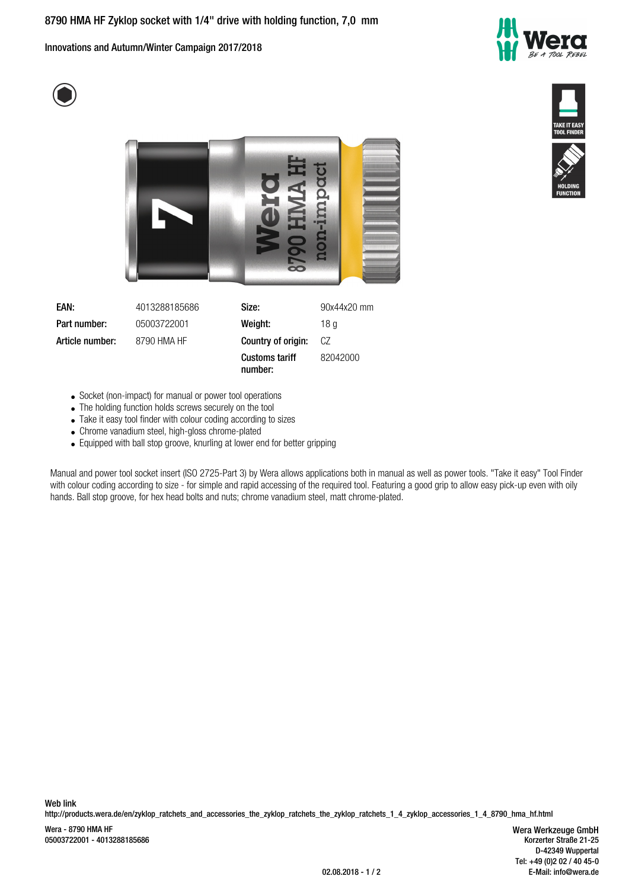# 8790 HMA HF Zyklop socket with 1/4" drive with holding function, 7,0 mm

Innovations and Autumn/Winter Campaign 2017/2018

| | | | |
|---|---|---|---|
| **EAN:** | 4013288185686 | **Size:** | 90x44x20 mm |
| **Part number:** | 05003722001 | **Weight:** | 18 g |
| **Article number:** | 8790 HMA HF | **Country of origin:** | CZ |
| | | **Customs tariff number:** | 82042000 |

- Socket (non-impact) for manual or power tool operations
- The holding function holds screws securely on the tool
- Take it easy tool finder with colour coding according to sizes
- Chrome vanadium steel, high-gloss chrome-plated
- Equipped with ball stop groove, knurling at lower end for better gripping

Manual and power tool socket insert (ISO 2725-Part 3) by Wera allows applications both in manual as well as power tools. "Take it easy" Tool Finder with colour coding according to size - for simple and rapid accessing of the required tool. Featuring a good grip to allow easy pick-up even with oily hands. Ball stop groove, for hex head bolts and nuts; chrome vanadium steel, matt chrome-plated.

**Web link**
http://products.wera.de/en/zyklop_ratchets_and_accessories_the_zyklop_ratchets_the_zyklop_ratchets_1_4_zyklop_accessories_1_4_8790_hma_hf.html

Wera - 8790 HMA HF
05003722001 - 4013288185686

Wera Werkzeuge GmbH
Korzerter Straße 21-25
D-42349 Wuppertal
Tel: +49 (0)2 02 / 40 45-0
E-Mail: info@wera.de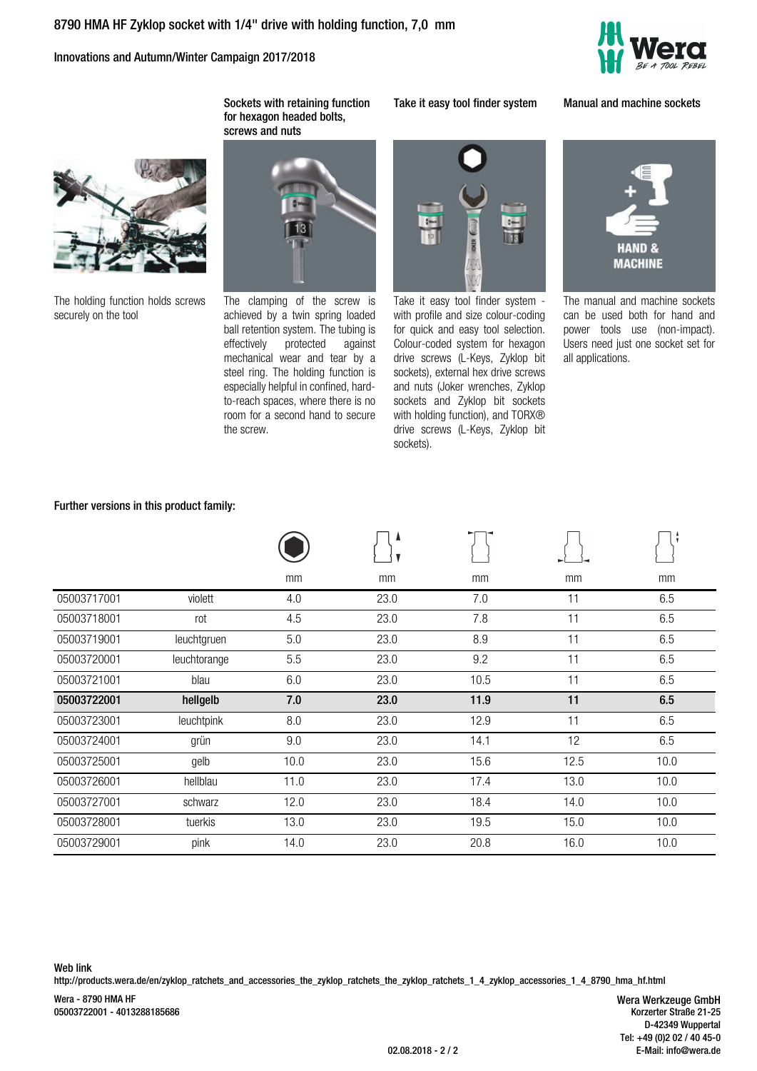# 8790 HMA HF Zyklop socket with 1/4" drive with holding function, 7,0 mm

Innovations and Autumn/Winter Campaign 2017/2018

The holding function holds screws securely on the tool

**Sockets with retaining function for hexagon headed bolts, screws and nuts**

The clamping of the screw is achieved by a twin spring loaded ball retention system. The tubing is effectively protected against mechanical wear and tear by a steel ring. The holding function is especially helpful in confined, hard-to-reach spaces, where there is no room for a second hand to secure the screw.

**Take it easy tool finder system**

Take it easy tool finder system - with profile and size colour-coding for quick and easy tool selection. Colour-coded system for hexagon drive screws (L-Keys, Zyklop bit sockets), external hex drive screws and nuts (Joker wrenches, Zyklop sockets and Zyklop bit sockets with holding function), and TORX® drive screws (L-Keys, Zyklop bit sockets).

**Manual and machine sockets**

The manual and machine sockets can be used both for hand and power tools use (non-impact). Users need just one socket set for all applications.

**Further versions in this product family:**

| | | mm | mm | mm | mm | mm |
|---|---|---|---|---|---|---|
| 05003717001 | violett | 4.0 | 23.0 | 7.0 | 11 | 6.5 |
| 05003718001 | rot | 4.5 | 23.0 | 7.8 | 11 | 6.5 |
| 05003719001 | leuchtgruen | 5.0 | 23.0 | 8.9 | 11 | 6.5 |
| 05003720001 | leuchtorange | 5.5 | 23.0 | 9.2 | 11 | 6.5 |
| 05003721001 | blau | 6.0 | 23.0 | 10.5 | 11 | 6.5 |
| **05003722001** | **hellgelb** | **7.0** | **23.0** | **11.9** | **11** | **6.5** |
| 05003723001 | leuchtpink | 8.0 | 23.0 | 12.9 | 11 | 6.5 |
| 05003724001 | grün | 9.0 | 23.0 | 14.1 | 12 | 6.5 |
| 05003725001 | gelb | 10.0 | 23.0 | 15.6 | 12.5 | 10.0 |
| 05003726001 | hellblau | 11.0 | 23.0 | 17.4 | 13.0 | 10.0 |
| 05003727001 | schwarz | 12.0 | 23.0 | 18.4 | 14.0 | 10.0 |
| 05003728001 | tuerkis | 13.0 | 23.0 | 19.5 | 15.0 | 10.0 |
| 05003729001 | pink | 14.0 | 23.0 | 20.8 | 16.0 | 10.0 |

**Web link**

http://products.wera.de/en/zyklop_ratchets_and_accessories_the_zyklop_ratchets_the_zyklop_ratchets_1_4_zyklop_accessories_1_4_8790_hma_hf.html

Wera - 8790 HMA HF
05003722001 - 4013288185686

Wera Werkzeuge GmbH
Korzerter Straße 21-25
D-42349 Wuppertal
Tel: +49 (0)2 02 / 40 45-0
E-Mail: info@wera.de

02.08.2018